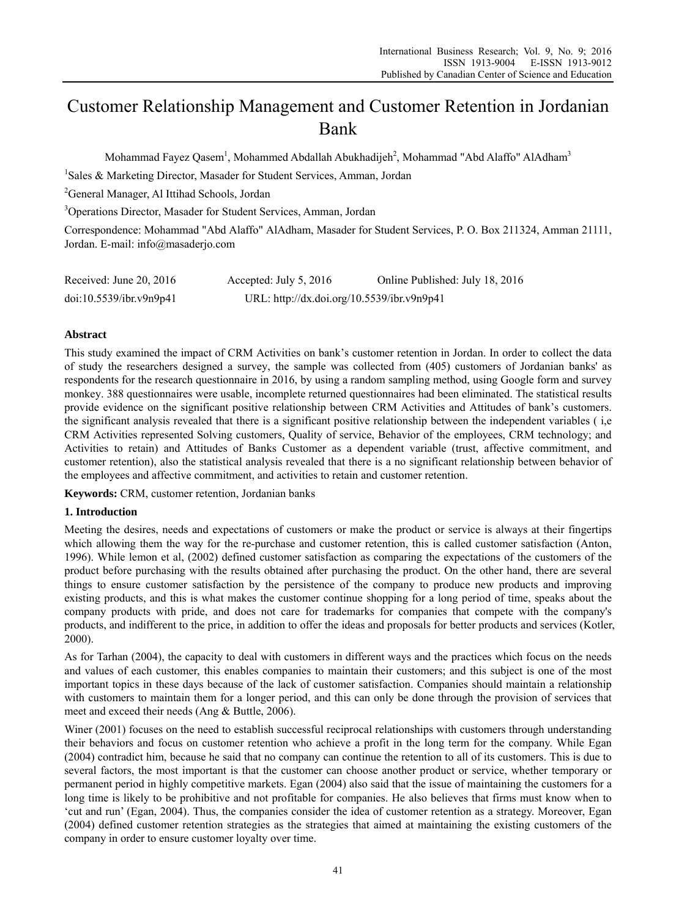# Customer Relationship Management and Customer Retention in Jordanian Bank

Mohammad Fayez Qasem[1], Mohammed Abdallah Abukhadijeh[2], Mohammad "Abd Alaffo" AlAdham[3]

[1]Sales & Marketing Director, Masader for Student Services, Amman, Jordan

[2]General Manager, Al Ittihad Schools, Jordan

[3]Operations Director, Masader for Student Services, Amman, Jordan

Correspondence: Mohammad "Abd Alaffo" AlAdham, Masader for Student Services, P. O. Box 211324, Amman 21111, Jordan. E-mail: info@masaderjo.com

Received: June 20, 2016 Accepted: July 5, 2016 Online Published: July 18, 2016

doi:10.5539/ibr.v9n9p41 URL: http://dx.doi.org/10.5539/ibr.v9n9p41

## Abstract

This study examined the impact of CRM Activities on bank's customer retention in Jordan. In order to collect the data of study the researchers designed a survey, the sample was collected from (405) customers of Jordanian banks' as respondents for the research questionnaire in 2016, by using a random sampling method, using Google form and survey monkey. 388 questionnaires were usable, incomplete returned questionnaires had been eliminated. The statistical results provide evidence on the significant positive relationship between CRM Activities and Attitudes of bank's customers. the significant analysis revealed that there is a significant positive relationship between the independent variables ( i,e CRM Activities represented Solving customers, Quality of service, Behavior of the employees, CRM technology; and Activities to retain) and Attitudes of Banks Customer as a dependent variable (trust, affective commitment, and customer retention), also the statistical analysis revealed that there is a no significant relationship between behavior of the employees and affective commitment, and activities to retain and customer retention.

**Keywords:** CRM, customer retention, Jordanian banks

## 1. Introduction

Meeting the desires, needs and expectations of customers or make the product or service is always at their fingertips which allowing them the way for the re-purchase and customer retention, this is called customer satisfaction (Anton, 1996). While lemon et al, (2002) defined customer satisfaction as comparing the expectations of the customers of the product before purchasing with the results obtained after purchasing the product. On the other hand, there are several things to ensure customer satisfaction by the persistence of the company to produce new products and improving existing products, and this is what makes the customer continue shopping for a long period of time, speaks about the company products with pride, and does not care for trademarks for companies that compete with the company's products, and indifferent to the price, in addition to offer the ideas and proposals for better products and services (Kotler, 2000).

As for Tarhan (2004), the capacity to deal with customers in different ways and the practices which focus on the needs and values of each customer, this enables companies to maintain their customers; and this subject is one of the most important topics in these days because of the lack of customer satisfaction. Companies should maintain a relationship with customers to maintain them for a longer period, and this can only be done through the provision of services that meet and exceed their needs (Ang & Buttle, 2006).

Winer (2001) focuses on the need to establish successful reciprocal relationships with customers through understanding their behaviors and focus on customer retention who achieve a profit in the long term for the company. While Egan (2004) contradict him, because he said that no company can continue the retention to all of its customers. This is due to several factors, the most important is that the customer can choose another product or service, whether temporary or permanent period in highly competitive markets. Egan (2004) also said that the issue of maintaining the customers for a long time is likely to be prohibitive and not profitable for companies. He also believes that firms must know when to 'cut and run' (Egan, 2004). Thus, the companies consider the idea of customer retention as a strategy. Moreover, Egan (2004) defined customer retention strategies as the strategies that aimed at maintaining the existing customers of the company in order to ensure customer loyalty over time.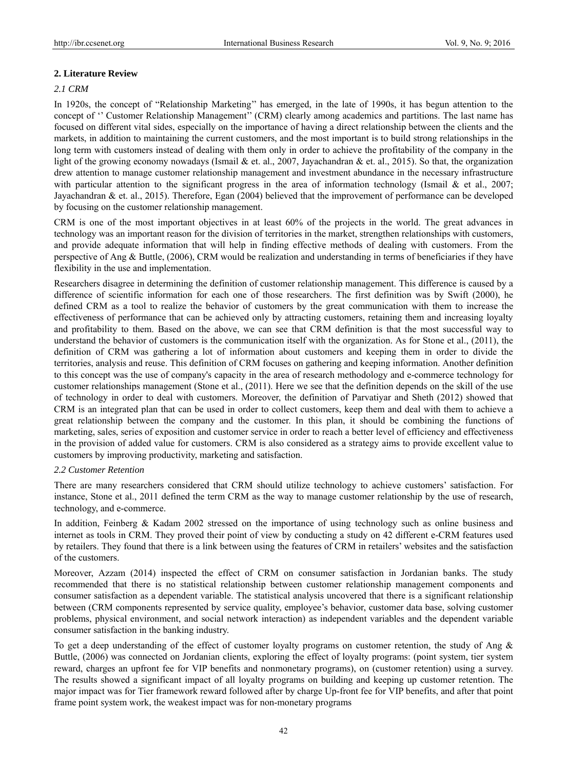## 2. Literature Review

### *2.1 CRM*

In 1920s, the concept of "Relationship Marketing'' has emerged, in the late of 1990s, it has begun attention to the concept of '' Customer Relationship Management'' (CRM) clearly among academics and partitions. The last name has focused on different vital sides, especially on the importance of having a direct relationship between the clients and the markets, in addition to maintaining the current customers, and the most important is to build strong relationships in the long term with customers instead of dealing with them only in order to achieve the profitability of the company in the light of the growing economy nowadays (Ismail & et. al., 2007, Jayachandran & et. al., 2015). So that, the organization drew attention to manage customer relationship management and investment abundance in the necessary infrastructure with particular attention to the significant progress in the area of information technology (Ismail & et al., 2007; Jayachandran & et. al., 2015). Therefore, Egan (2004) believed that the improvement of performance can be developed by focusing on the customer relationship management.

CRM is one of the most important objectives in at least 60% of the projects in the world. The great advances in technology was an important reason for the division of territories in the market, strengthen relationships with customers, and provide adequate information that will help in finding effective methods of dealing with customers. From the perspective of Ang & Buttle, (2006), CRM would be realization and understanding in terms of beneficiaries if they have flexibility in the use and implementation.

Researchers disagree in determining the definition of customer relationship management. This difference is caused by a difference of scientific information for each one of those researchers. The first definition was by Swift (2000), he defined CRM as a tool to realize the behavior of customers by the great communication with them to increase the effectiveness of performance that can be achieved only by attracting customers, retaining them and increasing loyalty and profitability to them. Based on the above, we can see that CRM definition is that the most successful way to understand the behavior of customers is the communication itself with the organization. As for Stone et al., (2011), the definition of CRM was gathering a lot of information about customers and keeping them in order to divide the territories, analysis and reuse. This definition of CRM focuses on gathering and keeping information. Another definition to this concept was the use of company's capacity in the area of research methodology and e-commerce technology for customer relationships management (Stone et al., (2011). Here we see that the definition depends on the skill of the use of technology in order to deal with customers. Moreover, the definition of Parvatiyar and Sheth (2012) showed that CRM is an integrated plan that can be used in order to collect customers, keep them and deal with them to achieve a great relationship between the company and the customer. In this plan, it should be combining the functions of marketing, sales, series of exposition and customer service in order to reach a better level of efficiency and effectiveness in the provision of added value for customers. CRM is also considered as a strategy aims to provide excellent value to customers by improving productivity, marketing and satisfaction.

### *2.2 Customer Retention*

There are many researchers considered that CRM should utilize technology to achieve customers' satisfaction. For instance, Stone et al., 2011 defined the term CRM as the way to manage customer relationship by the use of research, technology, and e-commerce.

In addition, Feinberg & Kadam 2002 stressed on the importance of using technology such as online business and internet as tools in CRM. They proved their point of view by conducting a study on 42 different e-CRM features used by retailers. They found that there is a link between using the features of CRM in retailers' websites and the satisfaction of the customers.

Moreover, Azzam (2014) inspected the effect of CRM on consumer satisfaction in Jordanian banks. The study recommended that there is no statistical relationship between customer relationship management components and consumer satisfaction as a dependent variable. The statistical analysis uncovered that there is a significant relationship between (CRM components represented by service quality, employee's behavior, customer data base, solving customer problems, physical environment, and social network interaction) as independent variables and the dependent variable consumer satisfaction in the banking industry.

To get a deep understanding of the effect of customer loyalty programs on customer retention, the study of Ang & Buttle, (2006) was connected on Jordanian clients, exploring the effect of loyalty programs: (point system, tier system reward, charges an upfront fee for VIP benefits and nonmonetary programs), on (customer retention) using a survey. The results showed a significant impact of all loyalty programs on building and keeping up customer retention. The major impact was for Tier framework reward followed after by charge Up-front fee for VIP benefits, and after that point frame point system work, the weakest impact was for non-monetary programs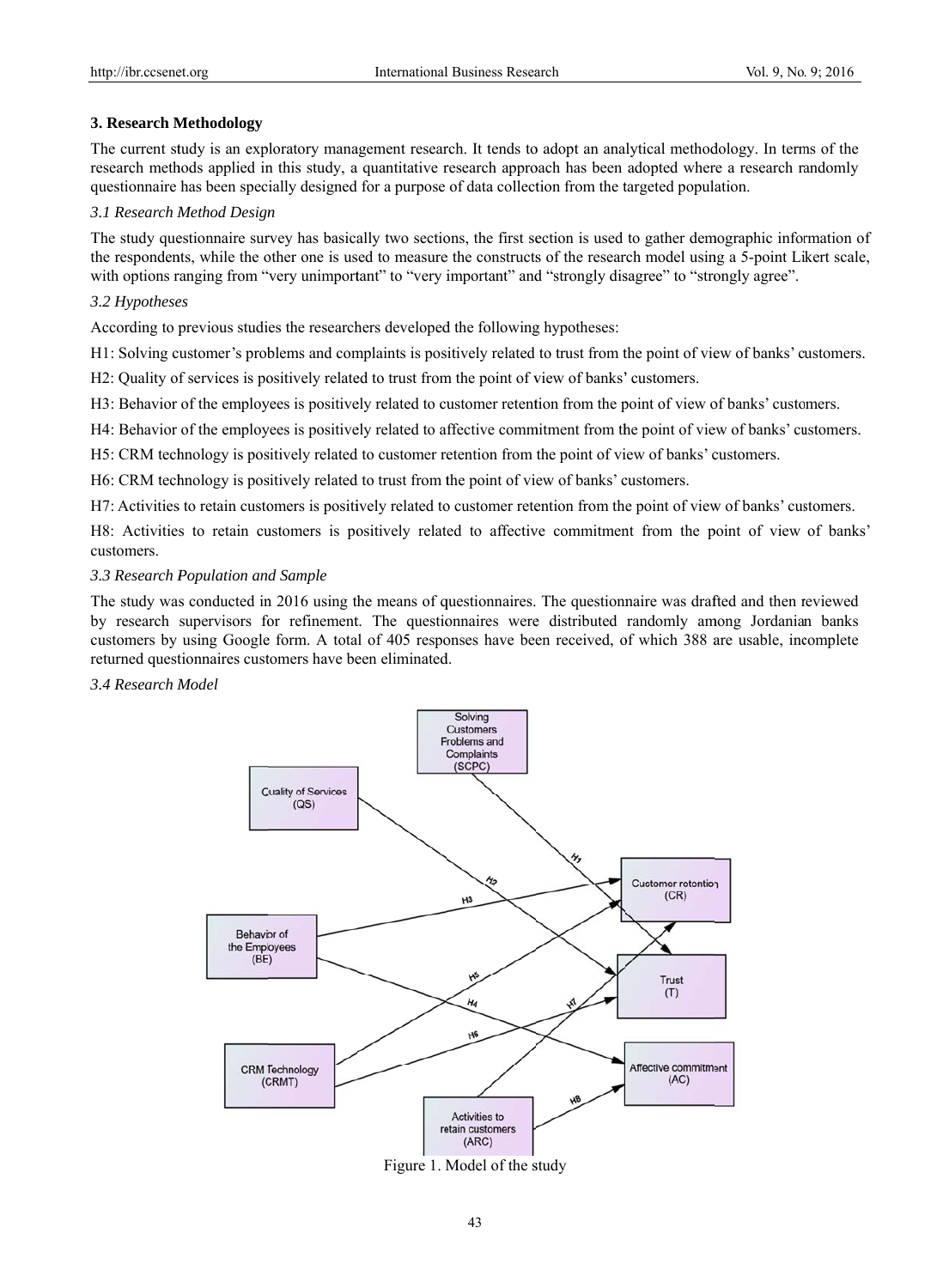## 3. Research Methodology

The current study is an exploratory management research. It tends to adopt an analytical methodology. In terms of the research methods applied in this study, a quantitative research approach has been adopted where a research randomly questionnaire has been specially designed for a purpose of data collection from the targeted population.

### *3.1 Research Method Design*

The study questionnaire survey has basically two sections, the first section is used to gather demographic information of the respondents, while the other one is used to measure the constructs of the research model using a 5-point Likert scale, with options ranging from "very unimportant" to "very important" and "strongly disagree" to "strongly agree".

### *3.2 Hypotheses*

According to previous studies the researchers developed the following hypotheses:

H1: Solving customer's problems and complaints is positively related to trust from the point of view of banks' customers.

H2: Quality of services is positively related to trust from the point of view of banks' customers.

H3: Behavior of the employees is positively related to customer retention from the point of view of banks' customers.

H4: Behavior of the employees is positively related to affective commitment from the point of view of banks' customers.

H5: CRM technology is positively related to customer retention from the point of view of banks' customers.

H6: CRM technology is positively related to trust from the point of view of banks' customers.

H7: Activities to retain customers is positively related to customer retention from the point of view of banks' customers.

H8: Activities to retain customers is positively related to affective commitment from the point of view of banks' customers.

### *3.3 Research Population and Sample*

The study was conducted in 2016 using the means of questionnaires. The questionnaire was drafted and then reviewed by research supervisors for refinement. The questionnaires were distributed randomly among Jordanian banks customers by using Google form. A total of 405 responses have been received, of which 388 are usable, incomplete returned questionnaires customers have been eliminated.

### *3.4 Research Model*

Figure 1. Model of the study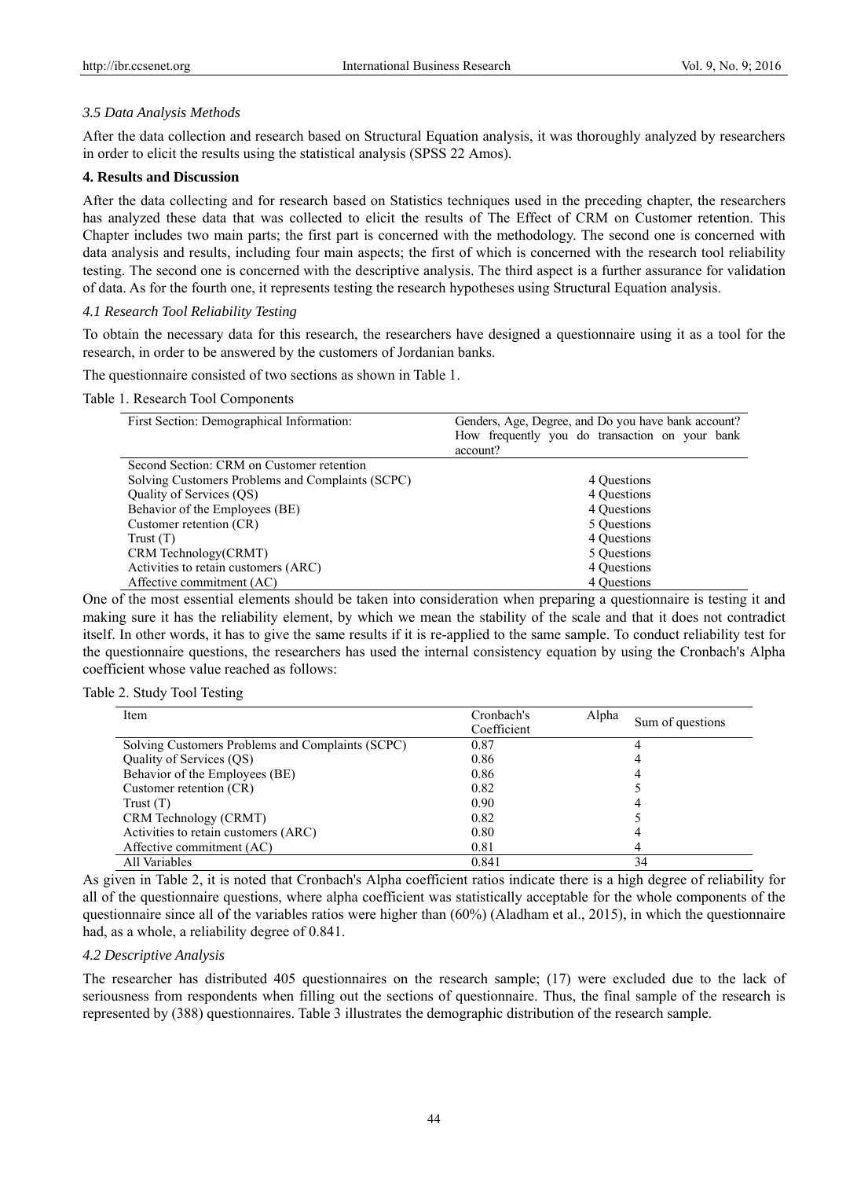### *3.5 Data Analysis Methods*

After the data collection and research based on Structural Equation analysis, it was thoroughly analyzed by researchers in order to elicit the results using the statistical analysis (SPSS 22 Amos).

## 4. Results and Discussion

After the data collecting and for research based on Statistics techniques used in the preceding chapter, the researchers has analyzed these data that was collected to elicit the results of The Effect of CRM on Customer retention. This Chapter includes two main parts; the first part is concerned with the methodology. The second one is concerned with data analysis and results, including four main aspects; the first of which is concerned with the research tool reliability testing. The second one is concerned with the descriptive analysis. The third aspect is a further assurance for validation of data. As for the fourth one, it represents testing the research hypotheses using Structural Equation analysis.

### *4.1 Research Tool Reliability Testing*

To obtain the necessary data for this research, the researchers have designed a questionnaire using it as a tool for the research, in order to be answered by the customers of Jordanian banks.

The questionnaire consisted of two sections as shown in Table 1.

Table 1. Research Tool Components

| First Section: Demographical Information: | Genders, Age, Degree, and Do you have bank account? How frequently you do transaction on your bank account? |
|---|---|
| Second Section: CRM on Customer retention | |
| Solving Customers Problems and Complaints (SCPC) | 4 Questions |
| Quality of Services (QS) | 4 Questions |
| Behavior of the Employees (BE) | 4 Questions |
| Customer retention (CR) | 5 Questions |
| Trust (T) | 4 Questions |
| CRM Technology(CRMT) | 5 Questions |
| Activities to retain customers (ARC) | 4 Questions |
| Affective commitment (AC) | 4 Questions |

One of the most essential elements should be taken into consideration when preparing a questionnaire is testing it and making sure it has the reliability element, by which we mean the stability of the scale and that it does not contradict itself. In other words, it has to give the same results if it is re-applied to the same sample. To conduct reliability test for the questionnaire questions, the researchers has used the internal consistency equation by using the Cronbach's Alpha coefficient whose value reached as follows:

Table 2. Study Tool Testing

| Item | Cronbach's Alpha Coefficient | Sum of questions |
|---|---|---|
| Solving Customers Problems and Complaints (SCPC) | 0.87 | 4 |
| Quality of Services (QS) | 0.86 | 4 |
| Behavior of the Employees (BE) | 0.86 | 4 |
| Customer retention (CR) | 0.82 | 5 |
| Trust (T) | 0.90 | 4 |
| CRM Technology (CRMT) | 0.82 | 5 |
| Activities to retain customers (ARC) | 0.80 | 4 |
| Affective commitment (AC) | 0.81 | 4 |
| All Variables | 0.841 | 34 |

As given in Table 2, it is noted that Cronbach's Alpha coefficient ratios indicate there is a high degree of reliability for all of the questionnaire questions, where alpha coefficient was statistically acceptable for the whole components of the questionnaire since all of the variables ratios were higher than (60%) (Aladham et al., 2015), in which the questionnaire had, as a whole, a reliability degree of 0.841.

### *4.2 Descriptive Analysis*

The researcher has distributed 405 questionnaires on the research sample; (17) were excluded due to the lack of seriousness from respondents when filling out the sections of questionnaire. Thus, the final sample of the research is represented by (388) questionnaires. Table 3 illustrates the demographic distribution of the research sample.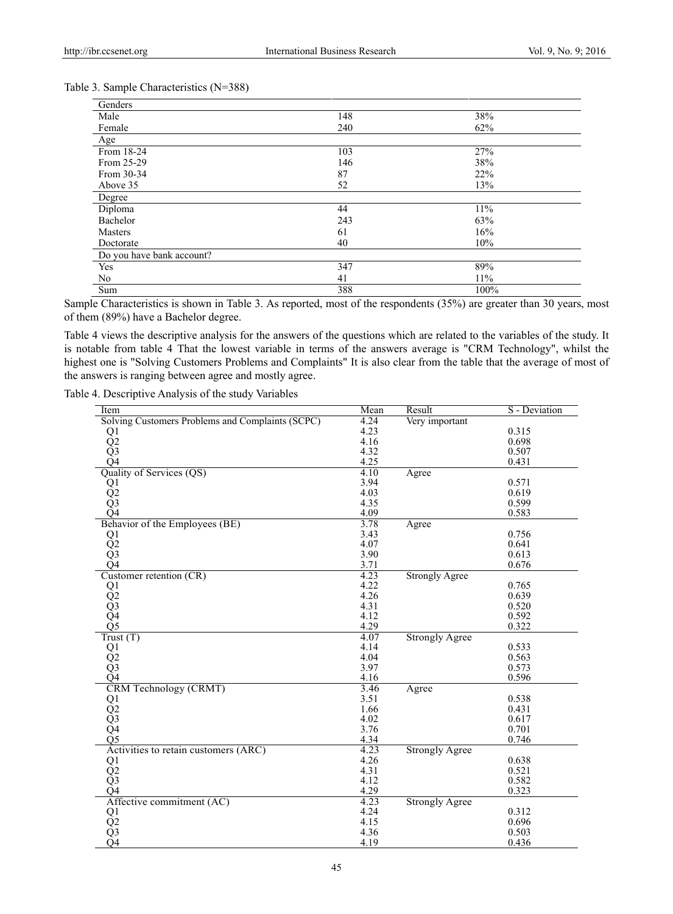Table 3. Sample Characteristics (N=388)

| Genders | | |
|---|---|---|
| Male | 148 | 38% |
| Female | 240 | 62% |
| **Age** | | |
| From 18-24 | 103 | 27% |
| From 25-29 | 146 | 38% |
| From 30-34 | 87 | 22% |
| Above 35 | 52 | 13% |
| **Degree** | | |
| Diploma | 44 | 11% |
| Bachelor | 243 | 63% |
| Masters | 61 | 16% |
| Doctorate | 40 | 10% |
| **Do you have bank account?** | | |
| Yes | 347 | 89% |
| No | 41 | 11% |
| Sum | 388 | 100% |

Sample Characteristics is shown in Table 3. As reported, most of the respondents (35%) are greater than 30 years, most of them (89%) have a Bachelor degree.

Table 4 views the descriptive analysis for the answers of the questions which are related to the variables of the study. It is notable from table 4 That the lowest variable in terms of the answers average is "CRM Technology", whilst the highest one is "Solving Customers Problems and Complaints" It is also clear from the table that the average of most of the answers is ranging between agree and mostly agree.

Table 4. Descriptive Analysis of the study Variables

| Item | Mean | Result | S - Deviation |
|---|---|---|---|
| Solving Customers Problems and Complaints (SCPC) | 4.24 | Very important | |
| Q1 | 4.23 | | 0.315 |
| Q2 | 4.16 | | 0.698 |
| Q3 | 4.32 | | 0.507 |
| Q4 | 4.25 | | 0.431 |
| Quality of Services (QS) | 4.10 | Agree | |
| Q1 | 3.94 | | 0.571 |
| Q2 | 4.03 | | 0.619 |
| Q3 | 4.35 | | 0.599 |
| Q4 | 4.09 | | 0.583 |
| Behavior of the Employees (BE) | 3.78 | Agree | |
| Q1 | 3.43 | | 0.756 |
| Q2 | 4.07 | | 0.641 |
| Q3 | 3.90 | | 0.613 |
| Q4 | 3.71 | | 0.676 |
| Customer retention (CR) | 4.23 | Strongly Agree | |
| Q1 | 4.22 | | 0.765 |
| Q2 | 4.26 | | 0.639 |
| Q3 | 4.31 | | 0.520 |
| Q4 | 4.12 | | 0.592 |
| Q5 | 4.29 | | 0.322 |
| Trust (T) | 4.07 | Strongly Agree | |
| Q1 | 4.14 | | 0.533 |
| Q2 | 4.04 | | 0.563 |
| Q3 | 3.97 | | 0.573 |
| Q4 | 4.16 | | 0.596 |
| CRM Technology (CRMT) | 3.46 | Agree | |
| Q1 | 3.51 | | 0.538 |
| Q2 | 1.66 | | 0.431 |
| Q3 | 4.02 | | 0.617 |
| Q4 | 3.76 | | 0.701 |
| Q5 | 4.34 | | 0.746 |
| Activities to retain customers (ARC) | 4.23 | Strongly Agree | |
| Q1 | 4.26 | | 0.638 |
| Q2 | 4.31 | | 0.521 |
| Q3 | 4.12 | | 0.582 |
| Q4 | 4.29 | | 0.323 |
| Affective commitment (AC) | 4.23 | Strongly Agree | |
| Q1 | 4.24 | | 0.312 |
| Q2 | 4.15 | | 0.696 |
| Q3 | 4.36 | | 0.503 |
| Q4 | 4.19 | | 0.436 |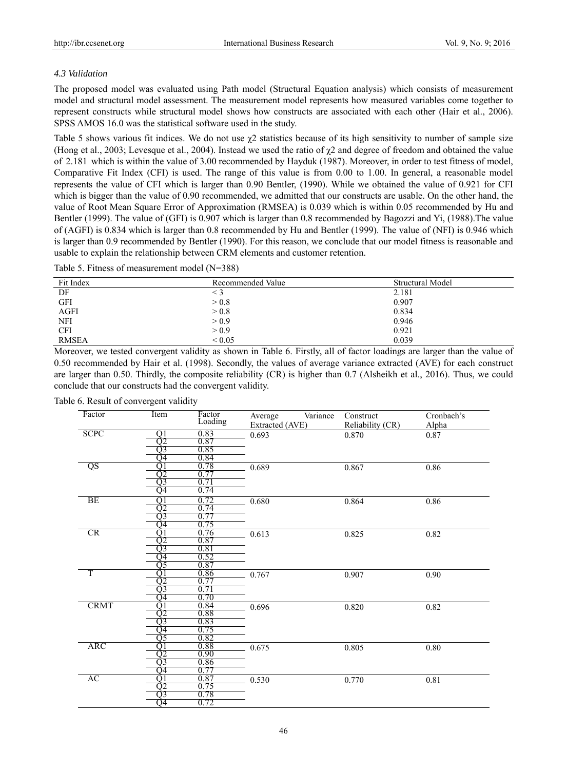### *4.3 Validation*

The proposed model was evaluated using Path model (Structural Equation analysis) which consists of measurement model and structural model assessment. The measurement model represents how measured variables come together to represent constructs while structural model shows how constructs are associated with each other (Hair et al., 2006). SPSS AMOS 16.0 was the statistical software used in the study.

Table 5 shows various fit indices. We do not use $\chi2$ statistics because of its high sensitivity to number of sample size (Hong et al., 2003; Levesque et al., 2004). Instead we used the ratio of $\chi2$ and degree of freedom and obtained the value of 2.181 which is within the value of 3.00 recommended by Hayduk (1987). Moreover, in order to test fitness of model, Comparative Fit Index (CFI) is used. The range of this value is from 0.00 to 1.00. In general, a reasonable model represents the value of CFI which is larger than 0.90 Bentler, (1990). While we obtained the value of 0.921 for CFI which is bigger than the value of 0.90 recommended, we admitted that our constructs are usable. On the other hand, the value of Root Mean Square Error of Approximation (RMSEA) is 0.039 which is within 0.05 recommended by Hu and Bentler (1999). The value of (GFI) is 0.907 which is larger than 0.8 recommended by Bagozzi and Yi, (1988).The value of (AGFI) is 0.834 which is larger than 0.8 recommended by Hu and Bentler (1999). The value of (NFI) is 0.946 which is larger than 0.9 recommended by Bentler (1990). For this reason, we conclude that our model fitness is reasonable and usable to explain the relationship between CRM elements and customer retention.

Table 5. Fitness of measurement model (N=388)

| Fit Index | Recommended Value | Structural Model |
|---|---|---|
| DF | < 3 | 2.181 |
| GFI | > 0.8 | 0.907 |
| AGFI | > 0.8 | 0.834 |
| NFI | > 0.9 | 0.946 |
| CFI | > 0.9 | 0.921 |
| RMSEA | < 0.05 | 0.039 |

Moreover, we tested convergent validity as shown in Table 6. Firstly, all of factor loadings are larger than the value of 0.50 recommended by Hair et al. (1998). Secondly, the values of average variance extracted (AVE) for each construct are larger than 0.50. Thirdly, the composite reliability (CR) is higher than 0.7 (Alsheikh et al., 2016). Thus, we could conclude that our constructs had the convergent validity.

Table 6. Result of convergent validity

| Factor | Item | Factor Loading | Average Variance Extracted (AVE) | Construct Reliability (CR) | Cronbach's Alpha |
|---|---|---|---|---|---|
| SCPC | Q1 | 0.83 | 0.693 | 0.870 | 0.87 |
| | Q2 | 0.87 | | | |
| | Q3 | 0.85 | | | |
| | Q4 | 0.84 | | | |
| QS | Q1 | 0.78 | 0.689 | 0.867 | 0.86 |
| | Q2 | 0.77 | | | |
| | Q3 | 0.71 | | | |
| | Q4 | 0.74 | | | |
| BE | Q1 | 0.72 | 0.680 | 0.864 | 0.86 |
| | Q2 | 0.74 | | | |
| | Q3 | 0.77 | | | |
| | Q4 | 0.75 | | | |
| CR | Q1 | 0.76 | 0.613 | 0.825 | 0.82 |
| | Q2 | 0.87 | | | |
| | Q3 | 0.81 | | | |
| | Q4 | 0.52 | | | |
| | Q5 | 0.87 | | | |
| T | Q1 | 0.86 | 0.767 | 0.907 | 0.90 |
| | Q2 | 0.77 | | | |
| | Q3 | 0.71 | | | |
| | Q4 | 0.70 | | | |
| CRMT | Q1 | 0.84 | 0.696 | 0.820 | 0.82 |
| | Q2 | 0.88 | | | |
| | Q3 | 0.83 | | | |
| | Q4 | 0.75 | | | |
| | Q5 | 0.82 | | | |
| ARC | Q1 | 0.88 | 0.675 | 0.805 | 0.80 |
| | Q2 | 0.90 | | | |
| | Q3 | 0.86 | | | |
| | Q4 | 0.77 | | | |
| AC | Q1 | 0.87 | 0.530 | 0.770 | 0.81 |
| | Q2 | 0.75 | | | |
| | Q3 | 0.78 | | | |
| | Q4 | 0.72 | | | |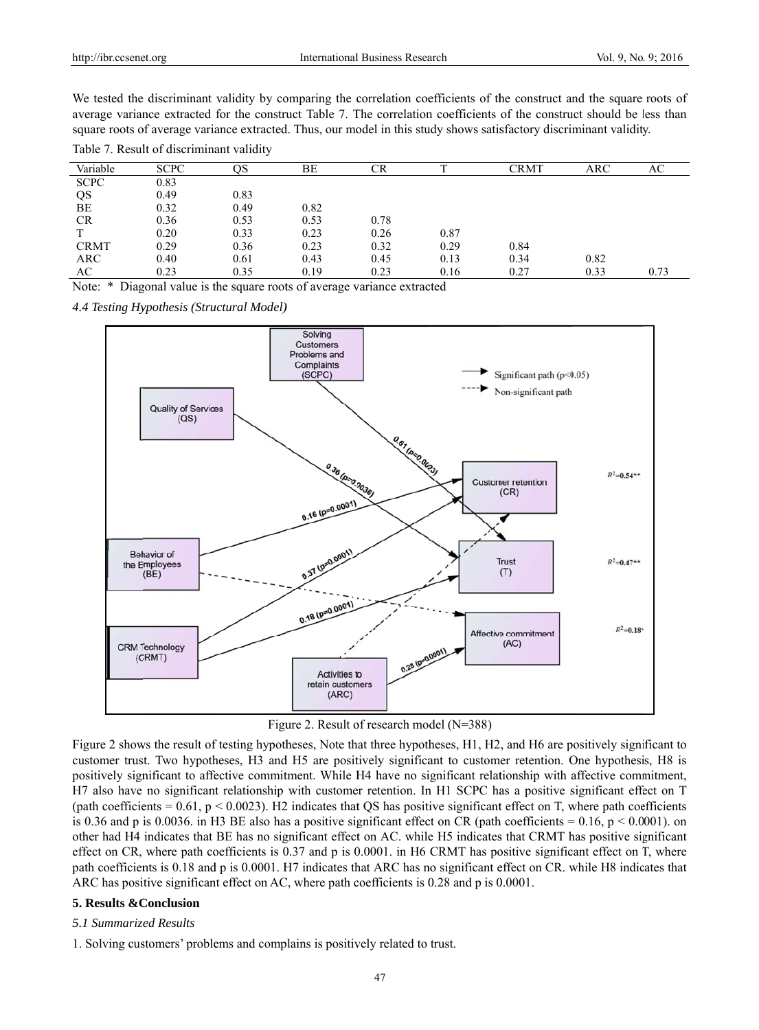We tested the discriminant validity by comparing the correlation coefficients of the construct and the square roots of average variance extracted for the construct Table 7. The correlation coefficients of the construct should be less than square roots of average variance extracted. Thus, our model in this study shows satisfactory discriminant validity.

Table 7. Result of discriminant validity

| Variable | SCPC | QS | BE | CR | T | CRMT | ARC | AC |
|---|---|---|---|---|---|---|---|---|
| SCPC | 0.83 | | | | | | | |
| QS | 0.49 | 0.83 | | | | | | |
| BE | 0.32 | 0.49 | 0.82 | | | | | |
| CR | 0.36 | 0.53 | 0.53 | 0.78 | | | | |
| T | 0.20 | 0.33 | 0.23 | 0.26 | 0.87 | | | |
| CRMT | 0.29 | 0.36 | 0.23 | 0.32 | 0.29 | 0.84 | | |
| ARC | 0.40 | 0.61 | 0.43 | 0.45 | 0.13 | 0.34 | 0.82 | |
| AC | 0.23 | 0.35 | 0.19 | 0.23 | 0.16 | 0.27 | 0.33 | 0.73 |

Note: * Diagonal value is the square roots of average variance extracted

*4.4 Testing Hypothesis (Structural Model)*

Figure 2. Result of research model (N=388)

Figure 2 shows the result of testing hypotheses, Note that three hypotheses, H1, H2, and H6 are positively significant to customer trust. Two hypotheses, H3 and H5 are positively significant to customer retention. One hypothesis, H8 is positively significant to affective commitment. While H4 have no significant relationship with affective commitment, H7 also have no significant relationship with customer retention. In H1 SCPC has a positive significant effect on T (path coefficients = 0.61, $p < 0.0023$). H2 indicates that QS has positive significant effect on T, where path coefficients is 0.36 and p is 0.0036. in H3 BE also has a positive significant effect on CR (path coefficients = 0.16, $p < 0.0001$). on other had H4 indicates that BE has no significant effect on AC. while H5 indicates that CRMT has positive significant effect on CR, where path coefficients is 0.37 and p is 0.0001. in H6 CRMT has positive significant effect on T, where path coefficients is 0.18 and p is 0.0001. H7 indicates that ARC has no significant effect on CR. while H8 indicates that ARC has positive significant effect on AC, where path coefficients is 0.28 and p is 0.0001.

## 5. Results &Conclusion

*5.1 Summarized Results*

1. Solving customers' problems and complains is positively related to trust.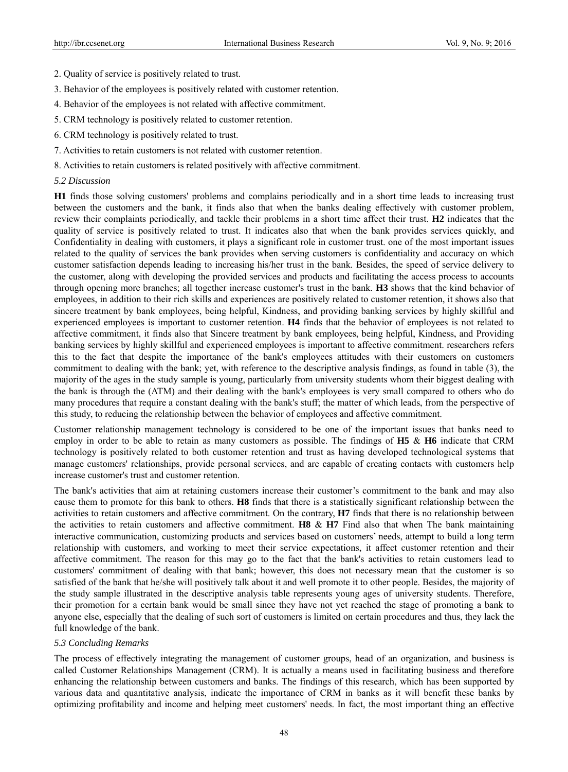2. Quality of service is positively related to trust.

3. Behavior of the employees is positively related with customer retention.

4. Behavior of the employees is not related with affective commitment.

5. CRM technology is positively related to customer retention.

6. CRM technology is positively related to trust.

7. Activities to retain customers is not related with customer retention.

8. Activities to retain customers is related positively with affective commitment.

### *5.2 Discussion*

**H1** finds those solving customers' problems and complains periodically and in a short time leads to increasing trust between the customers and the bank, it finds also that when the banks dealing effectively with customer problem, review their complaints periodically, and tackle their problems in a short time affect their trust. **H2** indicates that the quality of service is positively related to trust. It indicates also that when the bank provides services quickly, and Confidentiality in dealing with customers, it plays a significant role in customer trust. one of the most important issues related to the quality of services the bank provides when serving customers is confidentiality and accuracy on which customer satisfaction depends leading to increasing his/her trust in the bank. Besides, the speed of service delivery to the customer, along with developing the provided services and products and facilitating the access process to accounts through opening more branches; all together increase customer's trust in the bank. **H3** shows that the kind behavior of employees, in addition to their rich skills and experiences are positively related to customer retention, it shows also that sincere treatment by bank employees, being helpful, Kindness, and providing banking services by highly skillful and experienced employees is important to customer retention. **H4** finds that the behavior of employees is not related to affective commitment, it finds also that Sincere treatment by bank employees, being helpful, Kindness, and Providing banking services by highly skillful and experienced employees is important to affective commitment. researchers refers this to the fact that despite the importance of the bank's employees attitudes with their customers on customers commitment to dealing with the bank; yet, with reference to the descriptive analysis findings, as found in table (3), the majority of the ages in the study sample is young, particularly from university students whom their biggest dealing with the bank is through the (ATM) and their dealing with the bank's employees is very small compared to others who do many procedures that require a constant dealing with the bank's stuff; the matter of which leads, from the perspective of this study, to reducing the relationship between the behavior of employees and affective commitment.

Customer relationship management technology is considered to be one of the important issues that banks need to employ in order to be able to retain as many customers as possible. The findings of **H5** & **H6** indicate that CRM technology is positively related to both customer retention and trust as having developed technological systems that manage customers' relationships, provide personal services, and are capable of creating contacts with customers help increase customer's trust and customer retention.

The bank's activities that aim at retaining customers increase their customer's commitment to the bank and may also cause them to promote for this bank to others. **H8** finds that there is a statistically significant relationship between the activities to retain customers and affective commitment. On the contrary, **H7** finds that there is no relationship between the activities to retain customers and affective commitment. **H8** & **H7** Find also that when The bank maintaining interactive communication, customizing products and services based on customers' needs, attempt to build a long term relationship with customers, and working to meet their service expectations, it affect customer retention and their affective commitment. The reason for this may go to the fact that the bank's activities to retain customers lead to customers' commitment of dealing with that bank; however, this does not necessary mean that the customer is so satisfied of the bank that he/she will positively talk about it and well promote it to other people. Besides, the majority of the study sample illustrated in the descriptive analysis table represents young ages of university students. Therefore, their promotion for a certain bank would be small since they have not yet reached the stage of promoting a bank to anyone else, especially that the dealing of such sort of customers is limited on certain procedures and thus, they lack the full knowledge of the bank.

### *5.3 Concluding Remarks*

The process of effectively integrating the management of customer groups, head of an organization, and business is called Customer Relationships Management (CRM). It is actually a means used in facilitating business and therefore enhancing the relationship between customers and banks. The findings of this research, which has been supported by various data and quantitative analysis, indicate the importance of CRM in banks as it will benefit these banks by optimizing profitability and income and helping meet customers' needs. In fact, the most important thing an effective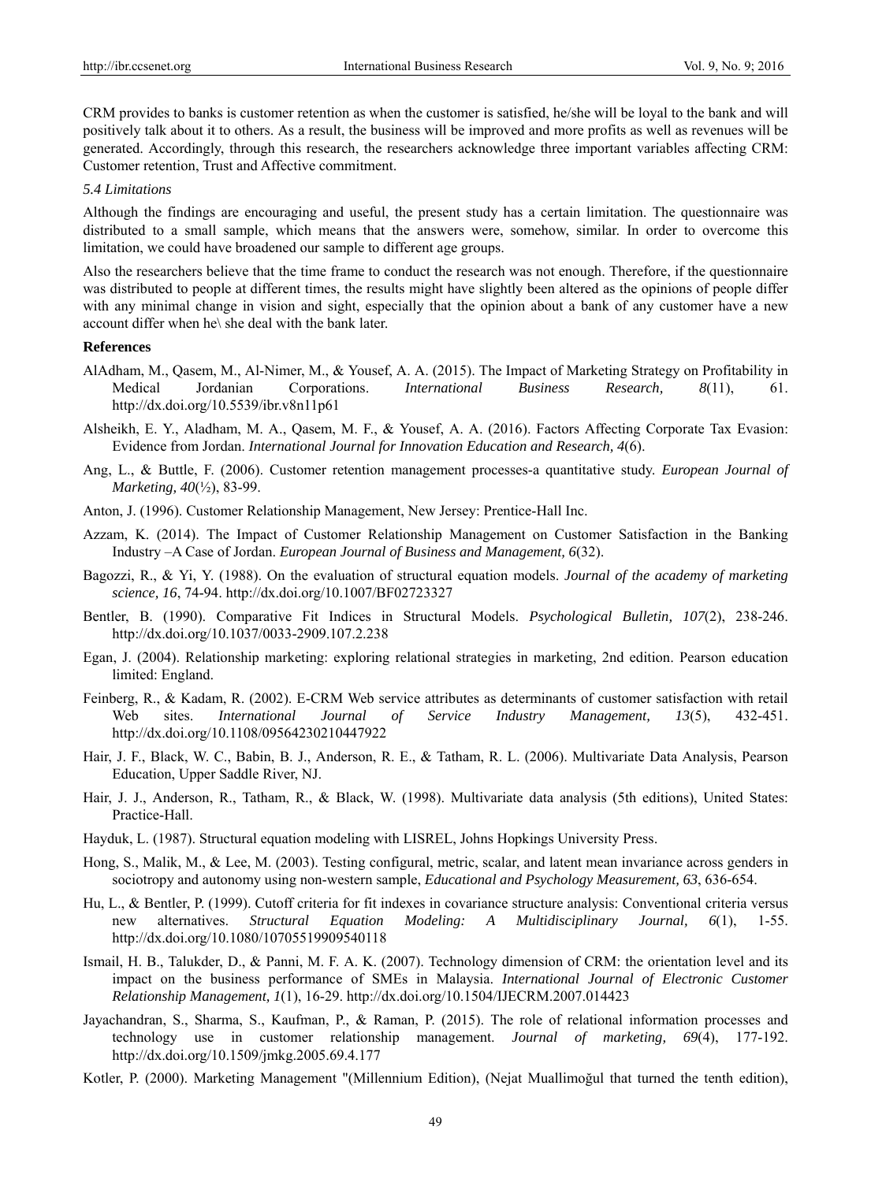CRM provides to banks is customer retention as when the customer is satisfied, he/she will be loyal to the bank and will positively talk about it to others. As a result, the business will be improved and more profits as well as revenues will be generated. Accordingly, through this research, the researchers acknowledge three important variables affecting CRM: Customer retention, Trust and Affective commitment.

*5.4 Limitations*

Although the findings are encouraging and useful, the present study has a certain limitation. The questionnaire was distributed to a small sample, which means that the answers were, somehow, similar. In order to overcome this limitation, we could have broadened our sample to different age groups.

Also the researchers believe that the time frame to conduct the research was not enough. Therefore, if the questionnaire was distributed to people at different times, the results might have slightly been altered as the opinions of people differ with any minimal change in vision and sight, especially that the opinion about a bank of any customer have a new account differ when he\ she deal with the bank later.

**References**

AlAdham, M., Qasem, M., Al-Nimer, M., & Yousef, A. A. (2015). The Impact of Marketing Strategy on Profitability in Medical Jordanian Corporations. *International Business Research, 8*(11), 61. http://dx.doi.org/10.5539/ibr.v8n11p61

Alsheikh, E. Y., Aladham, M. A., Qasem, M. F., & Yousef, A. A. (2016). Factors Affecting Corporate Tax Evasion: Evidence from Jordan. *International Journal for Innovation Education and Research, 4*(6).

Ang, L., & Buttle, F. (2006). Customer retention management processes-a quantitative study. *European Journal of Marketing, 40*(½), 83-99.

Anton, J. (1996). Customer Relationship Management, New Jersey: Prentice-Hall Inc.

Azzam, K. (2014). The Impact of Customer Relationship Management on Customer Satisfaction in the Banking Industry –A Case of Jordan. *European Journal of Business and Management, 6*(32).

Bagozzi, R., & Yi, Y. (1988). On the evaluation of structural equation models. *Journal of the academy of marketing science, 16*, 74-94. http://dx.doi.org/10.1007/BF02723327

Bentler, B. (1990). Comparative Fit Indices in Structural Models. *Psychological Bulletin, 107*(2), 238-246. http://dx.doi.org/10.1037/0033-2909.107.2.238

Egan, J. (2004). Relationship marketing: exploring relational strategies in marketing, 2nd edition. Pearson education limited: England.

Feinberg, R., & Kadam, R. (2002). E-CRM Web service attributes as determinants of customer satisfaction with retail Web sites. *International Journal of Service Industry Management, 13*(5), 432-451. http://dx.doi.org/10.1108/09564230210447922

Hair, J. F., Black, W. C., Babin, B. J., Anderson, R. E., & Tatham, R. L. (2006). Multivariate Data Analysis, Pearson Education, Upper Saddle River, NJ.

Hair, J. J., Anderson, R., Tatham, R., & Black, W. (1998). Multivariate data analysis (5th editions), United States: Practice-Hall.

Hayduk, L. (1987). Structural equation modeling with LISREL, Johns Hopkings University Press.

Hong, S., Malik, M., & Lee, M. (2003). Testing configural, metric, scalar, and latent mean invariance across genders in sociotropy and autonomy using non-western sample, *Educational and Psychology Measurement, 63*, 636-654.

Hu, L., & Bentler, P. (1999). Cutoff criteria for fit indexes in covariance structure analysis: Conventional criteria versus new alternatives. *Structural Equation Modeling: A Multidisciplinary Journal, 6*(1), 1-55. http://dx.doi.org/10.1080/10705519909540118

Ismail, H. B., Talukder, D., & Panni, M. F. A. K. (2007). Technology dimension of CRM: the orientation level and its impact on the business performance of SMEs in Malaysia. *International Journal of Electronic Customer Relationship Management, 1*(1), 16-29. http://dx.doi.org/10.1504/IJECRM.2007.014423

Jayachandran, S., Sharma, S., Kaufman, P., & Raman, P. (2015). The role of relational information processes and technology use in customer relationship management. *Journal of marketing, 69*(4), 177-192. http://dx.doi.org/10.1509/jmkg.2005.69.4.177

Kotler, P. (2000). Marketing Management "(Millennium Edition), (Nejat Muallimoğul that turned the tenth edition),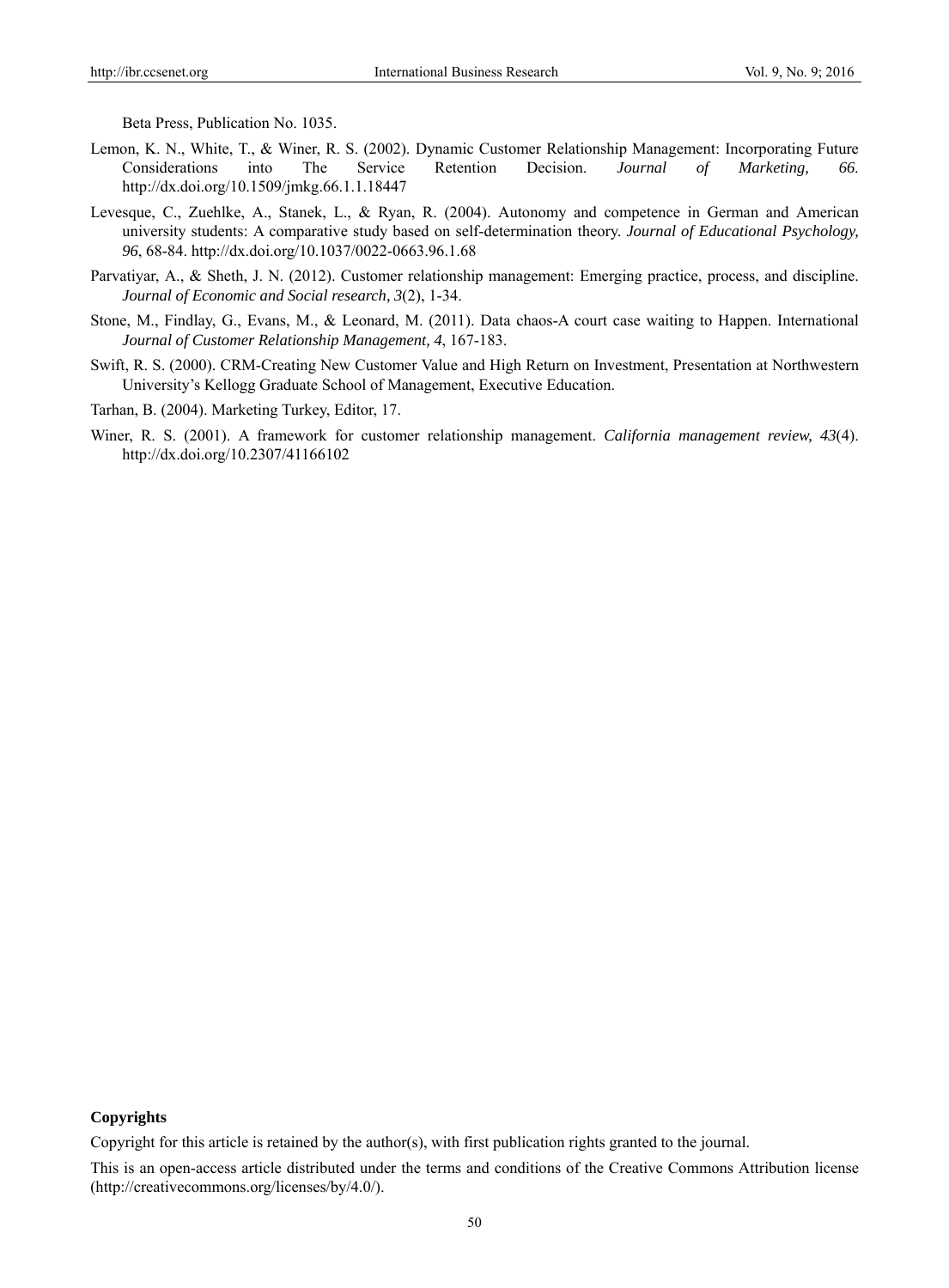Beta Press, Publication No. 1035.

Lemon, K. N., White, T., & Winer, R. S. (2002). Dynamic Customer Relationship Management: Incorporating Future Considerations into The Service Retention Decision. *Journal of Marketing, 66*. http://dx.doi.org/10.1509/jmkg.66.1.1.18447

Levesque, C., Zuehlke, A., Stanek, L., & Ryan, R. (2004). Autonomy and competence in German and American university students: A comparative study based on self-determination theory. *Journal of Educational Psychology, 96*, 68-84. http://dx.doi.org/10.1037/0022-0663.96.1.68

Parvatiyar, A., & Sheth, J. N. (2012). Customer relationship management: Emerging practice, process, and discipline. *Journal of Economic and Social research, 3*(2), 1-34.

Stone, M., Findlay, G., Evans, M., & Leonard, M. (2011). Data chaos-A court case waiting to Happen. International *Journal of Customer Relationship Management, 4*, 167-183.

Swift, R. S. (2000). CRM-Creating New Customer Value and High Return on Investment, Presentation at Northwestern University's Kellogg Graduate School of Management, Executive Education.

Tarhan, B. (2004). Marketing Turkey, Editor, 17.

Winer, R. S. (2001). A framework for customer relationship management. *California management review, 43*(4). http://dx.doi.org/10.2307/41166102

**Copyrights**

Copyright for this article is retained by the author(s), with first publication rights granted to the journal.

This is an open-access article distributed under the terms and conditions of the Creative Commons Attribution license (http://creativecommons.org/licenses/by/4.0/).